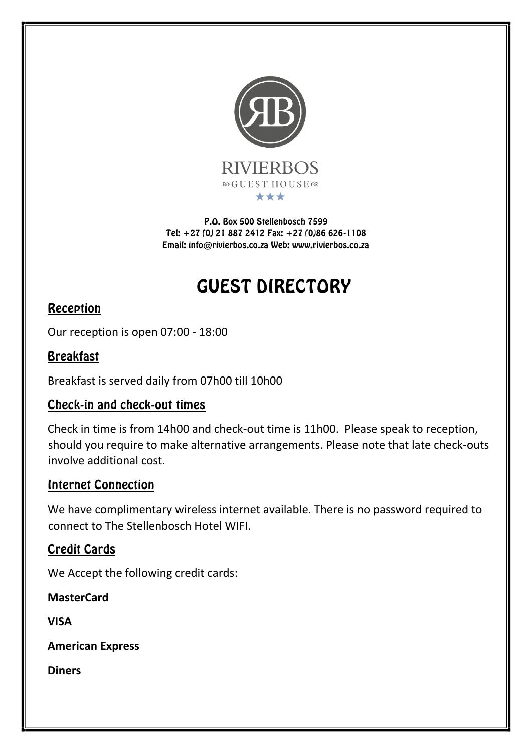RIVIERBOS

GUEST HOUSE

★★★

P.O. Box 500 Stellenbosch 7599
Tel: +27 (0) 21 887 2412 Fax: +27 (0)86 626-1108
Email: info@rivierbos.co.za Web: www.rivierbos.co.za

# GUEST DIRECTORY

## Reception

Our reception is open 07:00 - 18:00

## Breakfast

Breakfast is served daily from 07h00 till 10h00

## Check-in and check-out times

Check in time is from 14h00 and check-out time is 11h00. Please speak to reception, should you require to make alternative arrangements. Please note that late check-outs involve additional cost.

## Internet Connection

We have complimentary wireless internet available. There is no password required to connect to The Stellenbosch Hotel WIFI.

## Credit Cards

We Accept the following credit cards:

**MasterCard**

**VISA**

**American Express**

**Diners**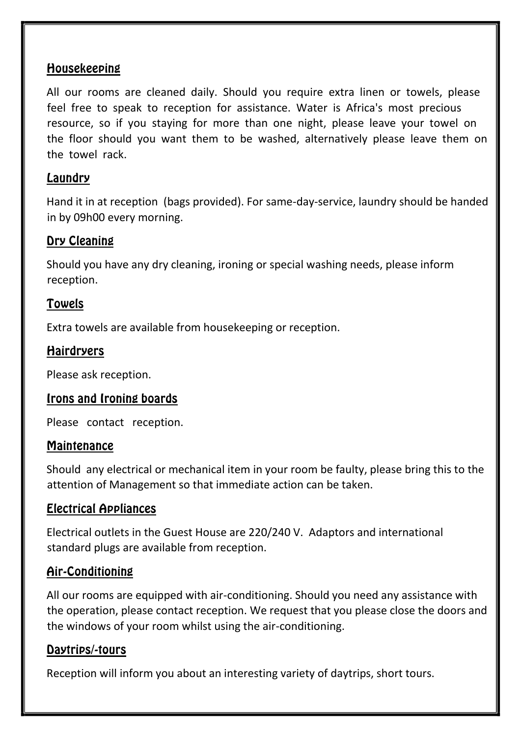## Housekeeping

All our rooms are cleaned daily. Should you require extra linen or towels, please feel free to speak to reception for assistance. Water is Africa's most precious resource, so if you staying for more than one night, please leave your towel on the floor should you want them to be washed, alternatively please leave them on the towel rack.

## Laundry

Hand it in at reception (bags provided). For same-day-service, laundry should be handed in by 09h00 every morning.

## Dry Cleaning

Should you have any dry cleaning, ironing or special washing needs, please inform reception.

## Towels

Extra towels are available from housekeeping or reception.

## Hairdryers

Please ask reception.

## Irons and Ironing boards

Please contact reception.

## Maintenance

Should any electrical or mechanical item in your room be faulty, please bring this to the attention of Management so that immediate action can be taken.

## Electrical Appliances

Electrical outlets in the Guest House are 220/240 V. Adaptors and international standard plugs are available from reception.

## Air-Conditioning

All our rooms are equipped with air-conditioning. Should you need any assistance with the operation, please contact reception. We request that you please close the doors and the windows of your room whilst using the air-conditioning.

## Daytrips/-tours

Reception will inform you about an interesting variety of daytrips, short tours.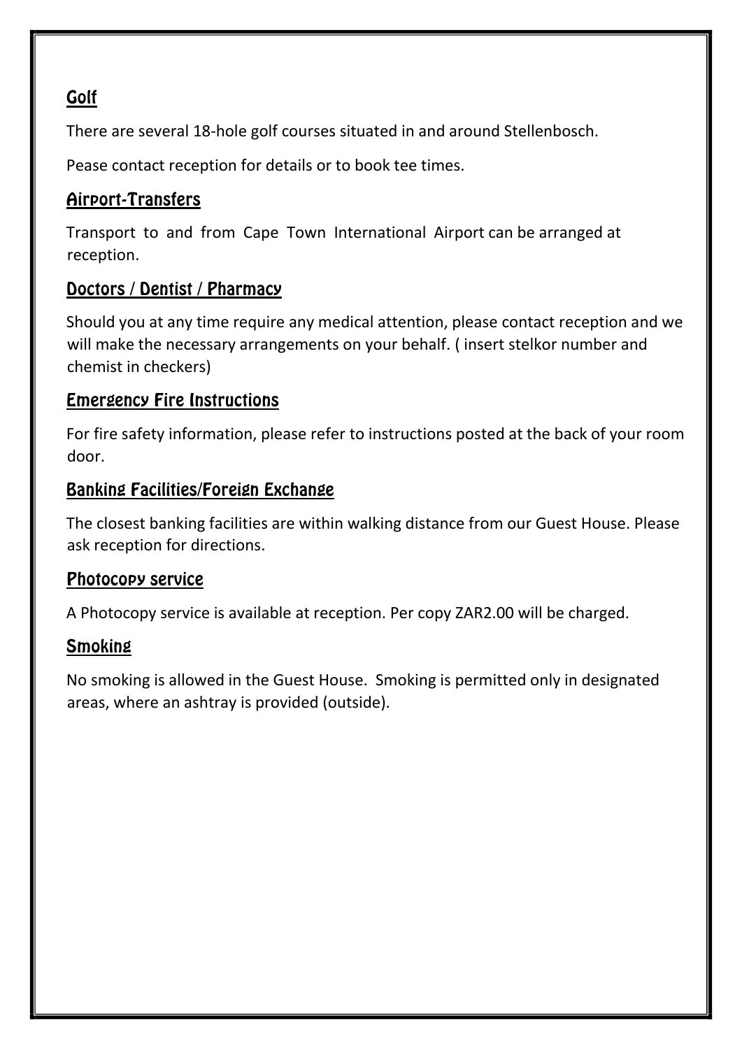## Golf

There are several 18-hole golf courses situated in and around Stellenbosch.

Pease contact reception for details or to book tee times.

## Airport-Transfers

Transport to and from Cape Town International Airport can be arranged at reception.

## Doctors / Dentist / Pharmacy

Should you at any time require any medical attention, please contact reception and we will make the necessary arrangements on your behalf. ( insert stelkor number and chemist in checkers)

## Emergency Fire Instructions

For fire safety information, please refer to instructions posted at the back of your room door.

## Banking Facilities/Foreign Exchange

The closest banking facilities are within walking distance from our Guest House. Please ask reception for directions.

## Photocopy service

A Photocopy service is available at reception. Per copy ZAR2.00 will be charged.

## Smoking

No smoking is allowed in the Guest House. Smoking is permitted only in designated areas, where an ashtray is provided (outside).